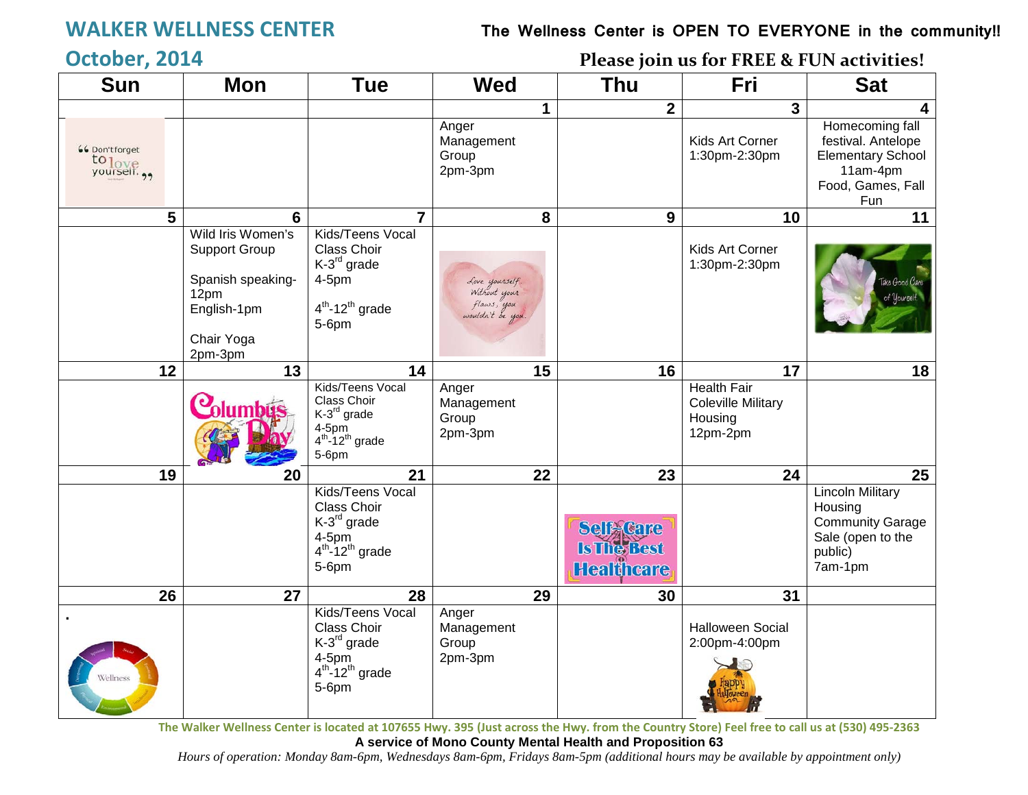# WALKER WELLNESS CENTER

## October, 2014

**The Wellness Center is OPEN TO EVERYONE in the community!!**

**Please join us for FREE & FUN activities!**

| Sun | Mon | Tue | Wed | Thu | Fri | Sat |
|---|---|---|---|---|---|---|
| | | | 1 | 2 | 3 | 4 |
| "Don't forget to love yourself." | | | Anger Management Group 2pm-3pm | | Kids Art Corner 1:30pm-2:30pm | Homecoming fall festival. Antelope Elementary School 11am-4pm Food, Games, Fall Fun |
| 5 | 6 | 7 | 8 | 9 | 10 | 11 |
| | Wild Iris Women's Support Group<br><br>Spanish speaking- 12pm<br>English-1pm<br><br>Chair Yoga 2pm-3pm | Kids/Teens Vocal Class Choir<br>K-3rd grade 4-5pm<br><br>4th-12th grade 5-6pm | Love yourself. Without your flaws, you wouldn't be you. | | Kids Art Corner 1:30pm-2:30pm | Take Good Care of Yourself |
| 12 | 13 | 14 | 15 | 16 | 17 | 18 |
| | Columbus Day | Kids/Teens Vocal Class Choir<br>K-3rd grade 4-5pm<br>4th-12th grade 5-6pm | Anger Management Group 2pm-3pm | | Health Fair Coleville Military Housing 12pm-2pm | |
| 19 | 20 | 21 | 22 | 23 | 24 | 25 |
| | | Kids/Teens Vocal Class Choir<br>K-3rd grade 4-5pm<br>4th-12th grade 5-6pm | | Self Care Is The Best Healthcare | | Lincoln Military Housing Community Garage Sale (open to the public) 7am-1pm |
| 26 | 27 | 28 | 29 | 30 | 31 | |
| . | | Kids/Teens Vocal Class Choir<br>K-3rd grade 4-5pm<br>4th-12th grade 5-6pm | Anger Management Group 2pm-3pm | | Halloween Social 2:00pm-4:00pm | |

The Walker Wellness Center is located at 107655 Hwy. 395 (Just across the Hwy. from the Country Store) Feel free to call us at (530) 495-2363

**A service of Mono County Mental Health and Proposition 63**

*Hours of operation: Monday 8am-6pm, Wednesdays 8am-6pm, Fridays 8am-5pm (additional hours may be available by appointment only)*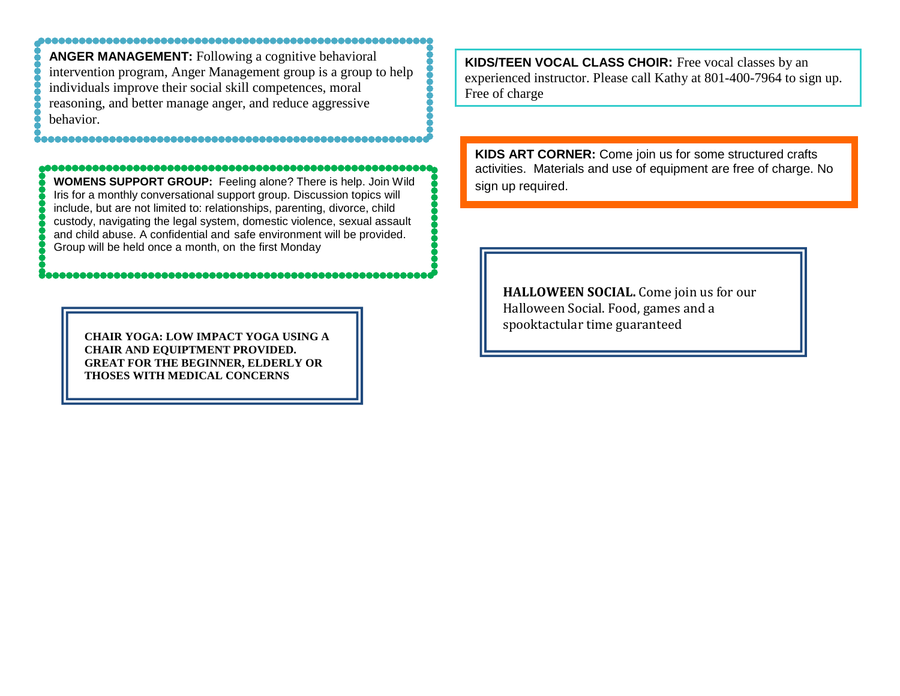**ANGER MANAGEMENT:** Following a cognitive behavioral intervention program, Anger Management group is a group to help individuals improve their social skill competences, moral reasoning, and better manage anger, and reduce aggressive behavior.

**WOMENS SUPPORT GROUP:** Feeling alone? There is help. Join Wild Iris for a monthly conversational support group. Discussion topics will include, but are not limited to: relationships, parenting, divorce, child custody, navigating the legal system, domestic violence, sexual assault and child abuse. A confidential and safe environment will be provided. Group will be held once a month, on the first Monday

**CHAIR YOGA: LOW IMPACT YOGA USING A CHAIR AND EQUIPTMENT PROVIDED. GREAT FOR THE BEGINNER, ELDERLY OR THOSES WITH MEDICAL CONCERNS**

**KIDS/TEEN VOCAL CLASS CHOIR:** Free vocal classes by an experienced instructor. Please call Kathy at 801-400-7964 to sign up. Free of charge

**KIDS ART CORNER:** Come join us for some structured crafts activities. Materials and use of equipment are free of charge. No sign up required.

**HALLOWEEN SOCIAL.** Come join us for our Halloween Social. Food, games and a spooktactular time guaranteed